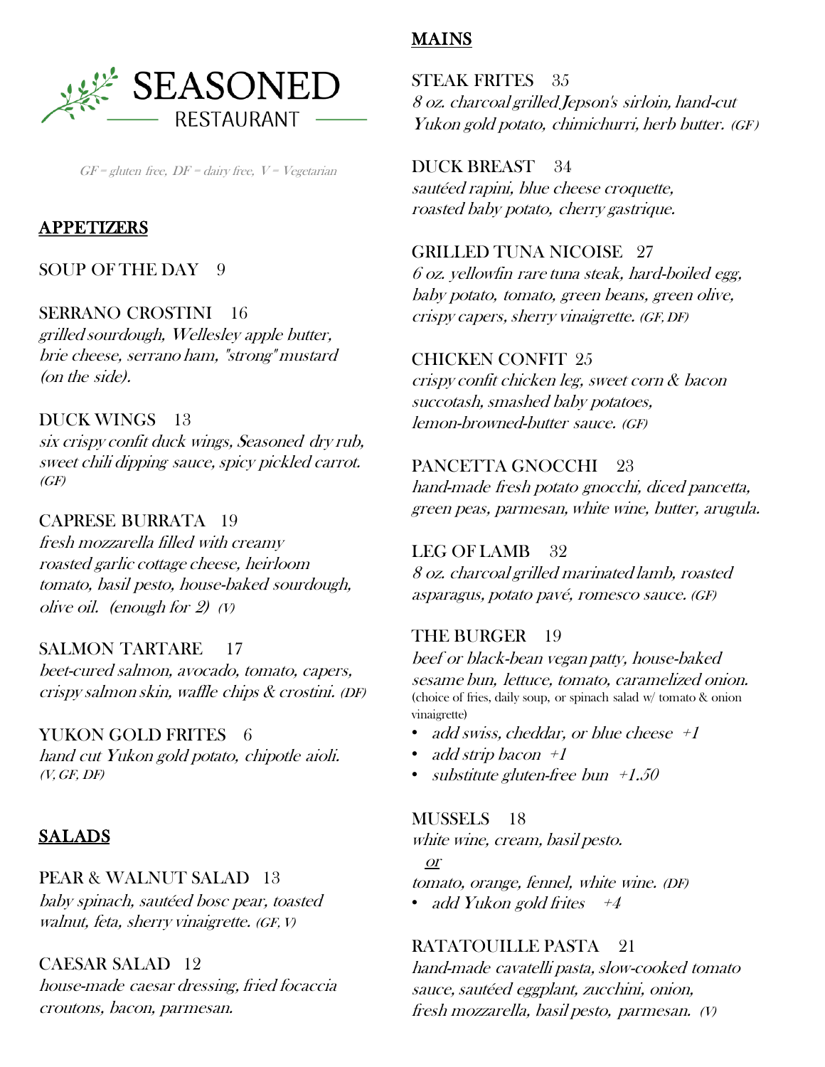# SEASONED RESTAURANT

*GF = gluten free, DF = dairy free, V = Vegetarian*

## APPETIZERS

SOUP OF THE DAY 9

SERRANO CROSTINI 16
*grilled sourdough, Wellesley apple butter, brie cheese, serrano ham, "strong" mustard (on the side).*

DUCK WINGS 13
*six crispy confit duck wings, Seasoned dry rub, sweet chili dipping sauce, spicy pickled carrot. (GF)*

CAPRESE BURRATA 19
*fresh mozzarella filled with creamy roasted garlic cottage cheese, heirloom tomato, basil pesto, house-baked sourdough, olive oil. (enough for 2) (V)*

SALMON TARTARE 17
*beet-cured salmon, avocado, tomato, capers, crispy salmon skin, waffle chips & crostini. (DF)*

YUKON GOLD FRITES 6
*hand cut Yukon gold potato, chipotle aioli. (V, GF, DF)*

## SALADS

PEAR & WALNUT SALAD 13
*baby spinach, sautéed bosc pear, toasted walnut, feta, sherry vinaigrette. (GF, V)*

CAESAR SALAD 12
*house-made caesar dressing, fried focaccia croutons, bacon, parmesan.*

## MAINS

STEAK FRITES 35
*8 oz. charcoal grilled Jepson's sirloin, hand-cut Yukon gold potato, chimichurri, herb butter. (GF)*

DUCK BREAST 34
*sautéed rapini, blue cheese croquette, roasted baby potato, cherry gastrique.*

GRILLED TUNA NICOISE 27
*6 oz. yellowfin rare tuna steak, hard-boiled egg, baby potato, tomato, green beans, green olive, crispy capers, sherry vinaigrette. (GF, DF)*

CHICKEN CONFIT 25
*crispy confit chicken leg, sweet corn & bacon succotash, smashed baby potatoes, lemon-browned-butter sauce. (GF)*

PANCETTA GNOCCHI 23
*hand-made fresh potato gnocchi, diced pancetta, green peas, parmesan, white wine, butter, arugula.*

LEG OF LAMB 32
*8 oz. charcoal grilled marinated lamb, roasted asparagus, potato pavé, romesco sauce. (GF)*

THE BURGER 19
*beef or black-bean vegan patty, house-baked sesame bun, lettuce, tomato, caramelized onion.*
(choice of fries, daily soup, or spinach salad w/ tomato & onion vinaigrette)

- *add swiss, cheddar, or blue cheese +1*
- *add strip bacon +1*
- *substitute gluten-free bun +1.50*

MUSSELS 18
*white wine, cream, basil pesto.*
*or*
*tomato, orange, fennel, white wine. (DF)*

- *add Yukon gold frites +4*

RATATOUILLE PASTA 21
*hand-made cavatelli pasta, slow-cooked tomato sauce, sautéed eggplant, zucchini, onion, fresh mozzarella, basil pesto, parmesan. (V)*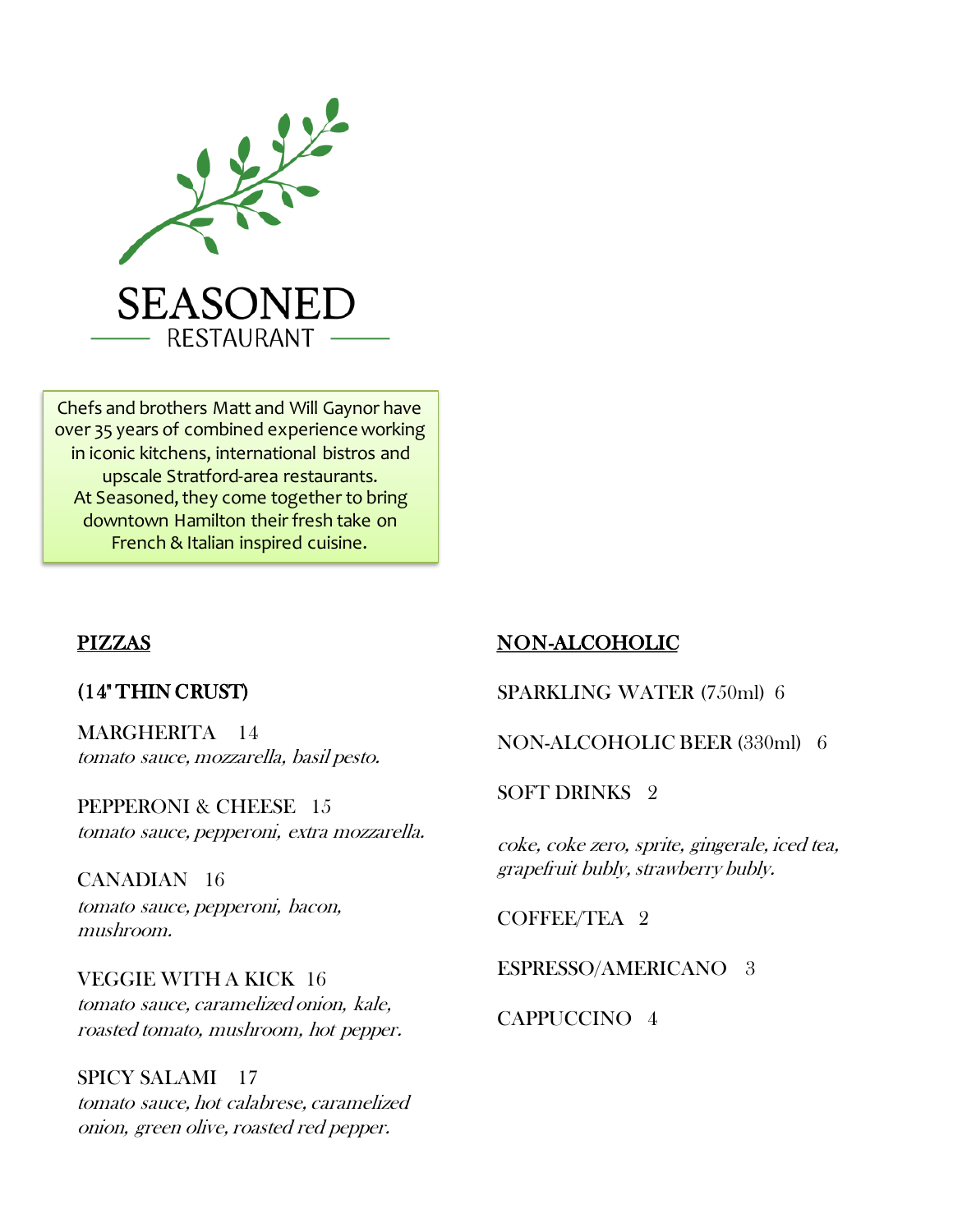# SEASONED

RESTAURANT

Chefs and brothers Matt and Will Gaynor have over 35 years of combined experience working in iconic kitchens, international bistros and upscale Stratford-area restaurants. At Seasoned, they come together to bring downtown Hamilton their fresh take on French & Italian inspired cuisine.

## PIZZAS

**(14" THIN CRUST)**

MARGHERITA 14
*tomato sauce, mozzarella, basil pesto.*

PEPPERONI & CHEESE 15
*tomato sauce, pepperoni, extra mozzarella.*

CANADIAN 16
*tomato sauce, pepperoni, bacon, mushroom.*

VEGGIE WITH A KICK 16
*tomato sauce, caramelized onion, kale, roasted tomato, mushroom, hot pepper.*

SPICY SALAMI 17
*tomato sauce, hot calabrese, caramelized onion, green olive, roasted red pepper.*

## NON-ALCOHOLIC

SPARKLING WATER (750ml) 6

NON-ALCOHOLIC BEER (330ml) 6

SOFT DRINKS 2

*coke, coke zero, sprite, gingerale, iced tea, grapefruit bubly, strawberry bubly.*

COFFEE/TEA 2

ESPRESSO/AMERICANO 3

CAPPUCCINO 4